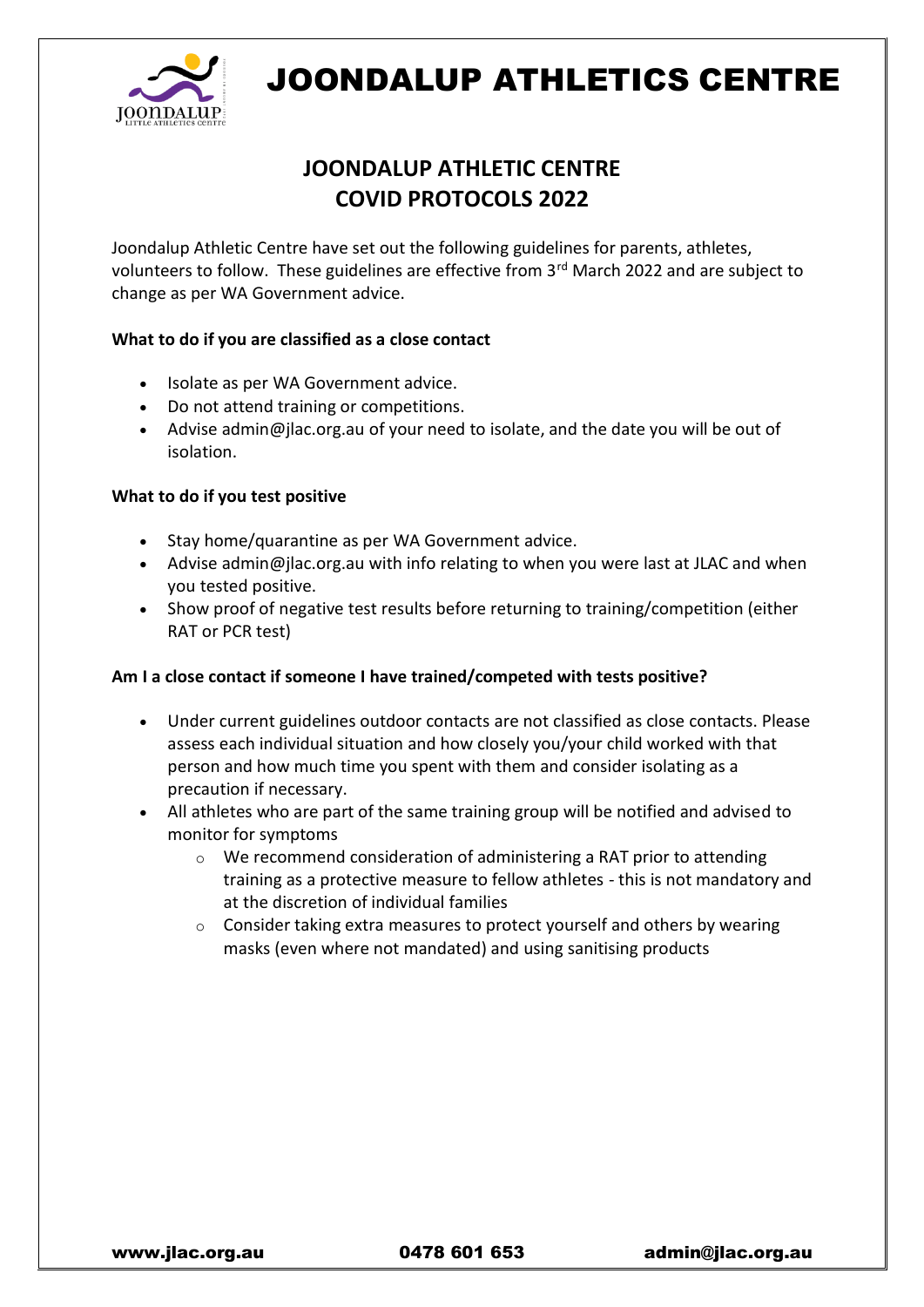# JOONDALUP ATHLETICS CENTRE

## JOONDALUP ATHLETIC CENTRE
## COVID PROTOCOLS 2022

Joondalup Athletic Centre have set out the following guidelines for parents, athletes, volunteers to follow. These guidelines are effective from 3rd March 2022 and are subject to change as per WA Government advice.

**What to do if you are classified as a close contact**

- Isolate as per WA Government advice.
- Do not attend training or competitions.
- Advise admin@jlac.org.au of your need to isolate, and the date you will be out of isolation.

**What to do if you test positive**

- Stay home/quarantine as per WA Government advice.
- Advise admin@jlac.org.au with info relating to when you were last at JLAC and when you tested positive.
- Show proof of negative test results before returning to training/competition (either RAT or PCR test)

**Am I a close contact if someone I have trained/competed with tests positive?**

- Under current guidelines outdoor contacts are not classified as close contacts. Please assess each individual situation and how closely you/your child worked with that person and how much time you spent with them and consider isolating as a precaution if necessary.
- All athletes who are part of the same training group will be notified and advised to monitor for symptoms
    - We recommend consideration of administering a RAT prior to attending training as a protective measure to fellow athletes - this is not mandatory and at the discretion of individual families
    - Consider taking extra measures to protect yourself and others by wearing masks (even where not mandated) and using sanitising products

www.jlac.org.au 0478 601 653 admin@jlac.org.au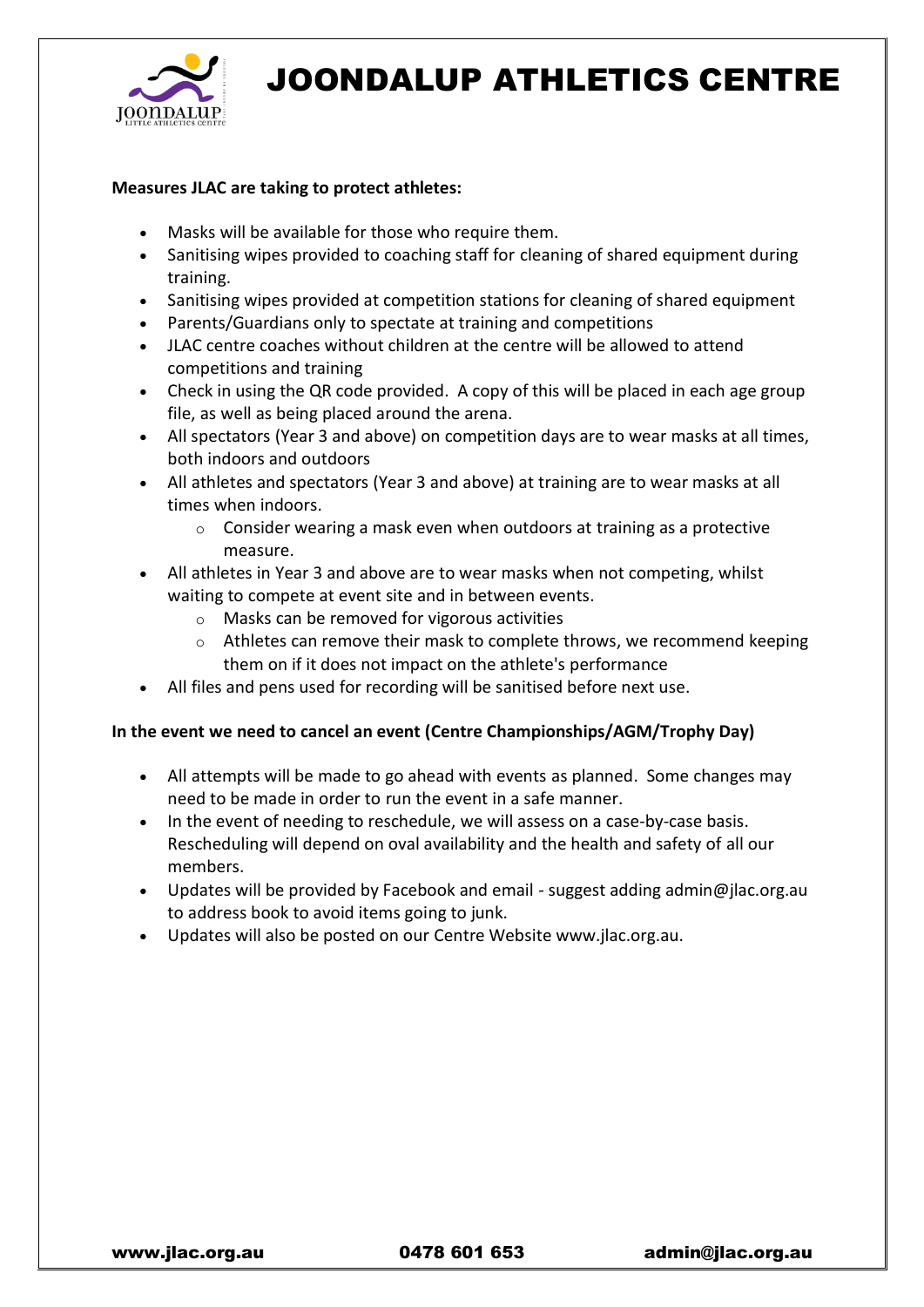# JOONDALUP ATHLETICS CENTRE

**Measures JLAC are taking to protect athletes:**

- Masks will be available for those who require them.
- Sanitising wipes provided to coaching staff for cleaning of shared equipment during training.
- Sanitising wipes provided at competition stations for cleaning of shared equipment
- Parents/Guardians only to spectate at training and competitions
- JLAC centre coaches without children at the centre will be allowed to attend competitions and training
- Check in using the QR code provided. A copy of this will be placed in each age group file, as well as being placed around the arena.
- All spectators (Year 3 and above) on competition days are to wear masks at all times, both indoors and outdoors
- All athletes and spectators (Year 3 and above) at training are to wear masks at all times when indoors.
  - Consider wearing a mask even when outdoors at training as a protective measure.
- All athletes in Year 3 and above are to wear masks when not competing, whilst waiting to compete at event site and in between events.
  - Masks can be removed for vigorous activities
  - Athletes can remove their mask to complete throws, we recommend keeping them on if it does not impact on the athlete's performance
- All files and pens used for recording will be sanitised before next use.

**In the event we need to cancel an event (Centre Championships/AGM/Trophy Day)**

- All attempts will be made to go ahead with events as planned. Some changes may need to be made in order to run the event in a safe manner.
- In the event of needing to reschedule, we will assess on a case-by-case basis. Rescheduling will depend on oval availability and the health and safety of all our members.
- Updates will be provided by Facebook and email - suggest adding admin@jlac.org.au to address book to avoid items going to junk.
- Updates will also be posted on our Centre Website www.jlac.org.au.